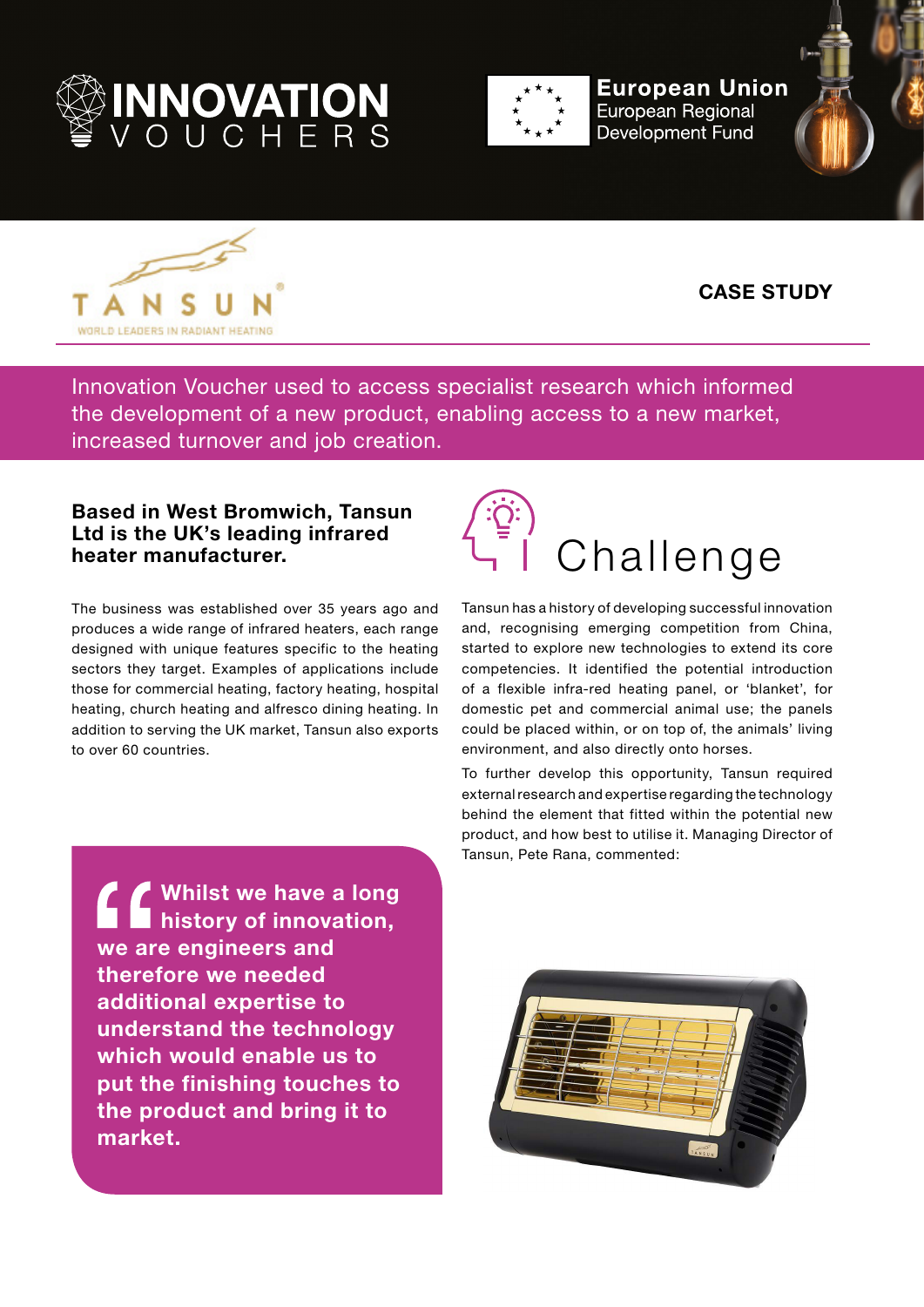INNOVATION VOUCHERS

European Union
European Regional Development Fund

TANSUN
WORLD LEADERS IN RADIANT HEATING

**CASE STUDY**

Innovation Voucher used to access specialist research which informed the development of a new product, enabling access to a new market, increased turnover and job creation.

### Based in West Bromwich, Tansun Ltd is the UK's leading infrared heater manufacturer.

The business was established over 35 years ago and produces a wide range of infrared heaters, each range designed with unique features specific to the heating sectors they target. Examples of applications include those for commercial heating, factory heating, hospital heating, church heating and alfresco dining heating. In addition to serving the UK market, Tansun also exports to over 60 countries.

> **Whilst we have a long history of innovation, we are engineers and therefore we needed additional expertise to understand the technology which would enable us to put the finishing touches to the product and bring it to market.**

## Challenge

Tansun has a history of developing successful innovation and, recognising emerging competition from China, started to explore new technologies to extend its core competencies. It identified the potential introduction of a flexible infra-red heating panel, or 'blanket', for domestic pet and commercial animal use; the panels could be placed within, or on top of, the animals' living environment, and also directly onto horses.

To further develop this opportunity, Tansun required external research and expertise regarding the technology behind the element that fitted within the potential new product, and how best to utilise it. Managing Director of Tansun, Pete Rana, commented: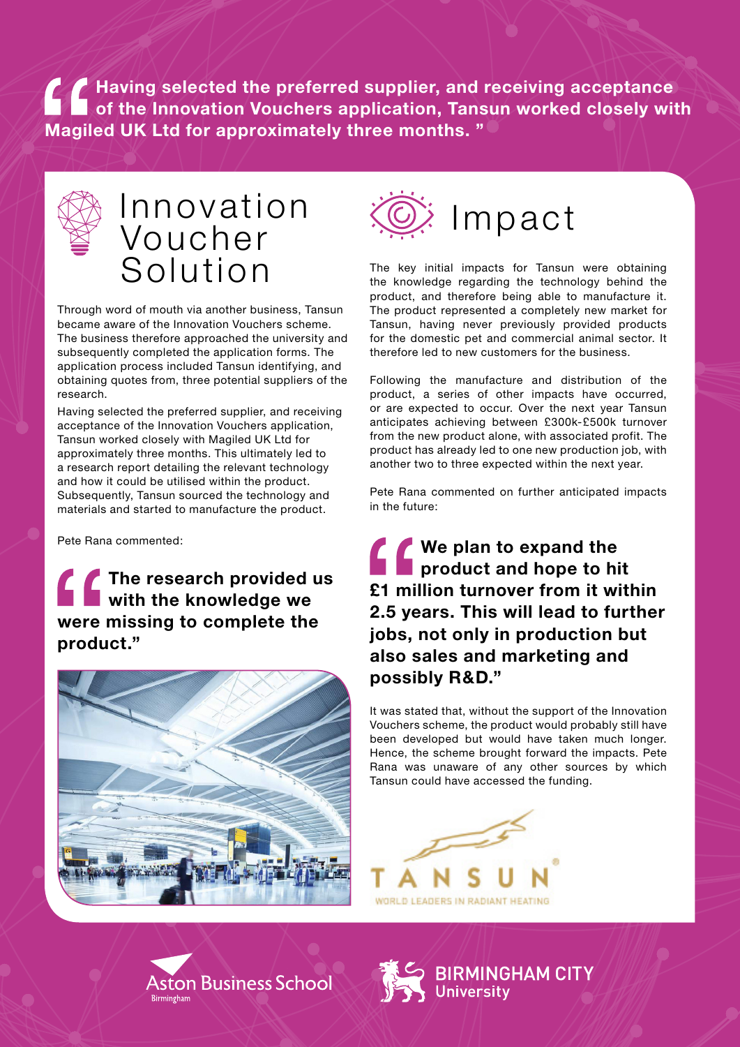> **Having selected the preferred supplier, and receiving acceptance of the Innovation Vouchers application, Tansun worked closely with Magiled UK Ltd for approximately three months.**"

## Innovation Voucher Solution

Through word of mouth via another business, Tansun became aware of the Innovation Vouchers scheme. The business therefore approached the university and subsequently completed the application forms. The application process included Tansun identifying, and obtaining quotes from, three potential suppliers of the research.

Having selected the preferred supplier, and receiving acceptance of the Innovation Vouchers application, Tansun worked closely with Magiled UK Ltd for approximately three months. This ultimately led to a research report detailing the relevant technology and how it could be utilised within the product. Subsequently, Tansun sourced the technology and materials and started to manufacture the product.

Pete Rana commented:

> **The research provided us with the knowledge we were missing to complete the product."**

## Impact

The key initial impacts for Tansun were obtaining the knowledge regarding the technology behind the product, and therefore being able to manufacture it. The product represented a completely new market for Tansun, having never previously provided products for the domestic pet and commercial animal sector. It therefore led to new customers for the business.

Following the manufacture and distribution of the product, a series of other impacts have occurred, or are expected to occur. Over the next year Tansun anticipates achieving between £300k-£500k turnover from the new product alone, with associated profit. The product has already led to one new production job, with another two to three expected within the next year.

Pete Rana commented on further anticipated impacts in the future:

> **We plan to expand the product and hope to hit £1 million turnover from it within 2.5 years. This will lead to further jobs, not only in production but also sales and marketing and possibly R&D."**

It was stated that, without the support of the Innovation Vouchers scheme, the product would probably still have been developed but would have taken much longer. Hence, the scheme brought forward the impacts. Pete Rana was unaware of any other sources by which Tansun could have accessed the funding.

TANSUN®
WORLD LEADERS IN RADIANT HEATING

Aston Business School
Birmingham

BIRMINGHAM CITY University